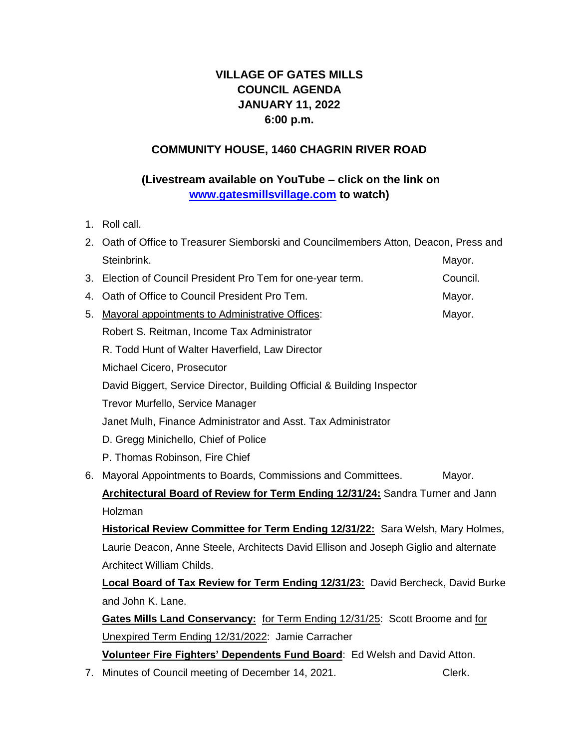# VILLAGE OF GATES MILLS
# COUNCIL AGENDA
# JANUARY 11, 2022
# 6:00 p.m.

## COMMUNITY HOUSE, 1460 CHAGRIN RIVER ROAD

### (Livestream available on YouTube – click on the link on [www.gatesmillsvillage.com](http://www.gatesmillsvillage.com) to watch)

1. Roll call.
2. Oath of Office to Treasurer Siemborski and Councilmembers Atton, Deacon, Press and Steinbrink. Mayor.
3. Election of Council President Pro Tem for one-year term. Council.
4. Oath of Office to Council President Pro Tem. Mayor.
5. Mayoral appointments to Administrative Offices: Mayor.
   Robert S. Reitman, Income Tax Administrator
   R. Todd Hunt of Walter Haverfield, Law Director
   Michael Cicero, Prosecutor
   David Biggert, Service Director, Building Official & Building Inspector
   Trevor Murfello, Service Manager
   Janet Mulh, Finance Administrator and Asst. Tax Administrator
   D. Gregg Minichello, Chief of Police
   P. Thomas Robinson, Fire Chief
6. Mayoral Appointments to Boards, Commissions and Committees. Mayor.
   **Architectural Board of Review for Term Ending 12/31/24:** Sandra Turner and Jann Holzman
   **Historical Review Committee for Term Ending 12/31/22:** Sara Welsh, Mary Holmes, Laurie Deacon, Anne Steele, Architects David Ellison and Joseph Giglio and alternate Architect William Childs.
   **Local Board of Tax Review for Term Ending 12/31/23:** David Bercheck, David Burke and John K. Lane.
   **Gates Mills Land Conservancy:** for Term Ending 12/31/25: Scott Broome and for Unexpired Term Ending 12/31/2022: Jamie Carracher
   **Volunteer Fire Fighters' Dependents Fund Board**: Ed Welsh and David Atton.
7. Minutes of Council meeting of December 14, 2021. Clerk.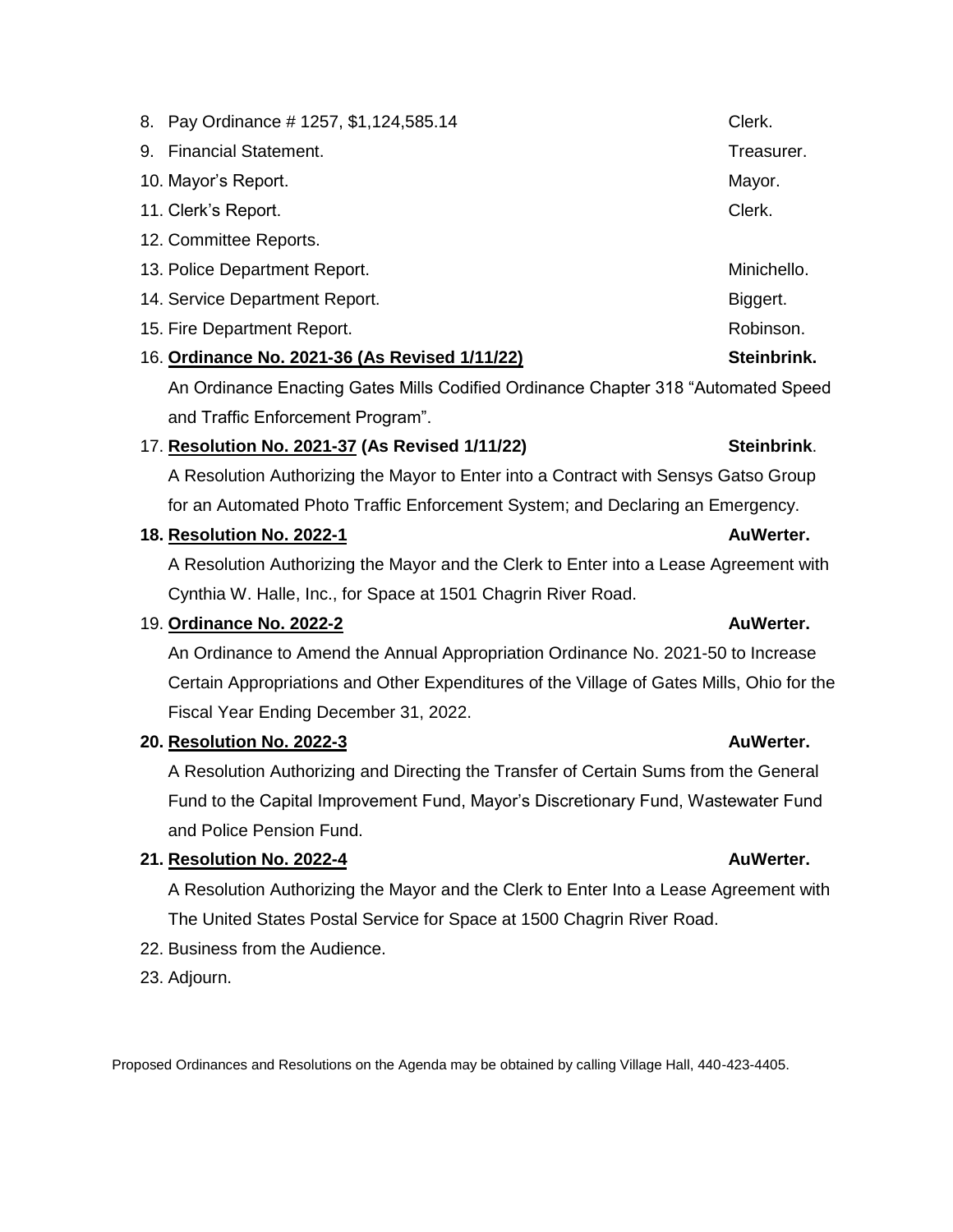8. Pay Ordinance # 1257, $1,124,585.14 — Clerk.
9. Financial Statement. — Treasurer.
10. Mayor's Report. — Mayor.
11. Clerk's Report. — Clerk.
12. Committee Reports.
13. Police Department Report. — Minichello.
14. Service Department Report. — Biggert.
15. Fire Department Report. — Robinson.
16. **Ordinance No. 2021-36 (As Revised 1/11/22)** — **Steinbrink.**

    An Ordinance Enacting Gates Mills Codified Ordinance Chapter 318 "Automated Speed and Traffic Enforcement Program".

17. **Resolution No. 2021-37 (As Revised 1/11/22)** — **Steinbrink**.

    A Resolution Authorizing the Mayor to Enter into a Contract with Sensys Gatso Group for an Automated Photo Traffic Enforcement System; and Declaring an Emergency.

18. **Resolution No. 2022-1** — **AuWerter.**

    A Resolution Authorizing the Mayor and the Clerk to Enter into a Lease Agreement with Cynthia W. Halle, Inc., for Space at 1501 Chagrin River Road.

19. **Ordinance No. 2022-2** — **AuWerter.**

    An Ordinance to Amend the Annual Appropriation Ordinance No. 2021-50 to Increase Certain Appropriations and Other Expenditures of the Village of Gates Mills, Ohio for the Fiscal Year Ending December 31, 2022.

20. **Resolution No. 2022-3** — **AuWerter.**

    A Resolution Authorizing and Directing the Transfer of Certain Sums from the General Fund to the Capital Improvement Fund, Mayor's Discretionary Fund, Wastewater Fund and Police Pension Fund.

21. **Resolution No. 2022-4** — **AuWerter.**

    A Resolution Authorizing the Mayor and the Clerk to Enter Into a Lease Agreement with The United States Postal Service for Space at 1500 Chagrin River Road.

22. Business from the Audience.
23. Adjourn.

Proposed Ordinances and Resolutions on the Agenda may be obtained by calling Village Hall, 440-423-4405.